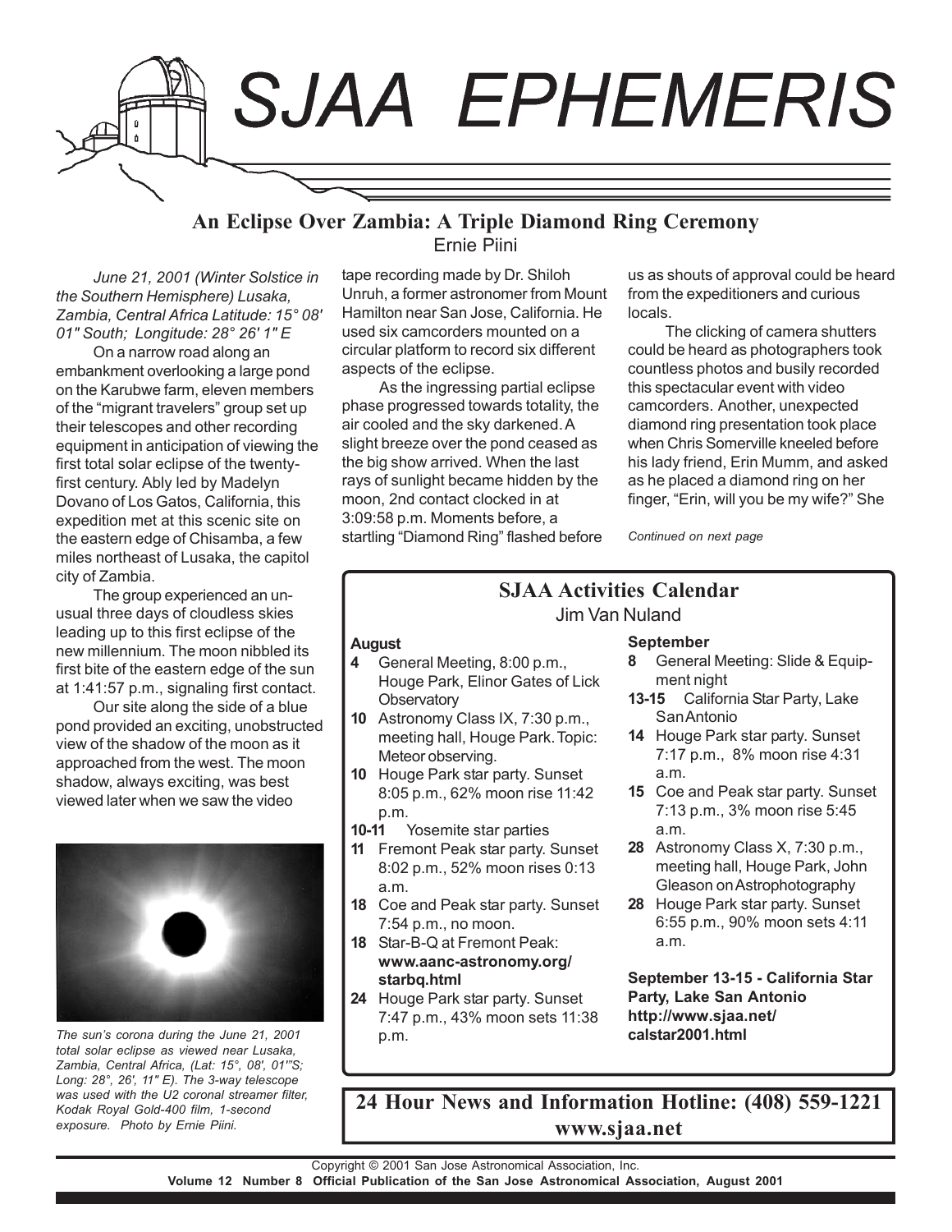# SJAA EPHEMERIS

## An Eclipse Over Zambia: A Triple Diamond Ring Ceremony

Ernie Piini

*June 21, 2001 (Winter Solstice in the Southern Hemisphere) Lusaka, Zambia, Central Africa Latitude: 15° 08' 01" South; Longitude: 28° 26' 1" E*

On a narrow road along an embankment overlooking a large pond on the Karubwe farm, eleven members of the "migrant travelers" group set up their telescopes and other recording equipment in anticipation of viewing the first total solar eclipse of the twenty-first century. Ably led by Madelyn Dovano of Los Gatos, California, this expedition met at this scenic site on the eastern edge of Chisamba, a few miles northeast of Lusaka, the capitol city of Zambia.

The group experienced an unusual three days of cloudless skies leading up to this first eclipse of the new millennium. The moon nibbled its first bite of the eastern edge of the sun at 1:41:57 p.m., signaling first contact.

Our site along the side of a blue pond provided an exciting, unobstructed view of the shadow of the moon as it approached from the west. The moon shadow, always exciting, was best viewed later when we saw the video tape recording made by Dr. Shiloh Unruh, a former astronomer from Mount Hamilton near San Jose, California. He used six camcorders mounted on a circular platform to record six different aspects of the eclipse.

*The sun's corona during the June 21, 2001 total solar eclipse as viewed near Lusaka, Zambia, Central Africa, (Lat: 15°, 08', 01'"S; Long: 28°, 26', 11" E). The 3-way telescope was used with the U2 coronal streamer filter, Kodak Royal Gold-400 film, 1-second exposure. Photo by Ernie Piini.*

As the ingressing partial eclipse phase progressed towards totality, the air cooled and the sky darkened. A slight breeze over the pond ceased as the big show arrived. When the last rays of sunlight became hidden by the moon, 2nd contact clocked in at 3:09:58 p.m. Moments before, a startling "Diamond Ring" flashed before us as shouts of approval could be heard from the expeditioners and curious locals.

The clicking of camera shutters could be heard as photographers took countless photos and busily recorded this spectacular event with video camcorders. Another, unexpected diamond ring presentation took place when Chris Somerville kneeled before his lady friend, Erin Mumm, and asked as he placed a diamond ring on her finger, "Erin, will you be my wife?" She

*Continued on next page*

## SJAA Activities Calendar

Jim Van Nuland

**August**

- **4** General Meeting, 8:00 p.m., Houge Park, Elinor Gates of Lick Observatory
- **10** Astronomy Class IX, 7:30 p.m., meeting hall, Houge Park. Topic: Meteor observing.
- **10** Houge Park star party. Sunset 8:05 p.m., 62% moon rise 11:42 p.m.
- **10-11** Yosemite star parties
- **11** Fremont Peak star party. Sunset 8:02 p.m., 52% moon rises 0:13 a.m.
- **18** Coe and Peak star party. Sunset 7:54 p.m., no moon.
- **18** Star-B-Q at Fremont Peak: **www.aanc-astronomy.org/starbq.html**
- **24** Houge Park star party. Sunset 7:47 p.m., 43% moon sets 11:38 p.m.

**September**

- **8** General Meeting: Slide & Equipment night
- **13-15** California Star Party, Lake San Antonio
- **14** Houge Park star party. Sunset 7:17 p.m., 8% moon rise 4:31 a.m.
- **15** Coe and Peak star party. Sunset 7:13 p.m., 3% moon rise 5:45 a.m.
- **28** Astronomy Class X, 7:30 p.m., meeting hall, Houge Park, John Gleason on Astrophotography
- **28** Houge Park star party. Sunset 6:55 p.m., 90% moon sets 4:11 a.m.

**September 13-15 - California Star Party, Lake San Antonio http://www.sjaa.net/calstar2001.html**

**24 Hour News and Information Hotline: (408) 559-1221**
**www.sjaa.net**

Copyright © 2001 San Jose Astronomical Association, Inc.
**Volume 12 Number 8 Official Publication of the San Jose Astronomical Association, August 2001**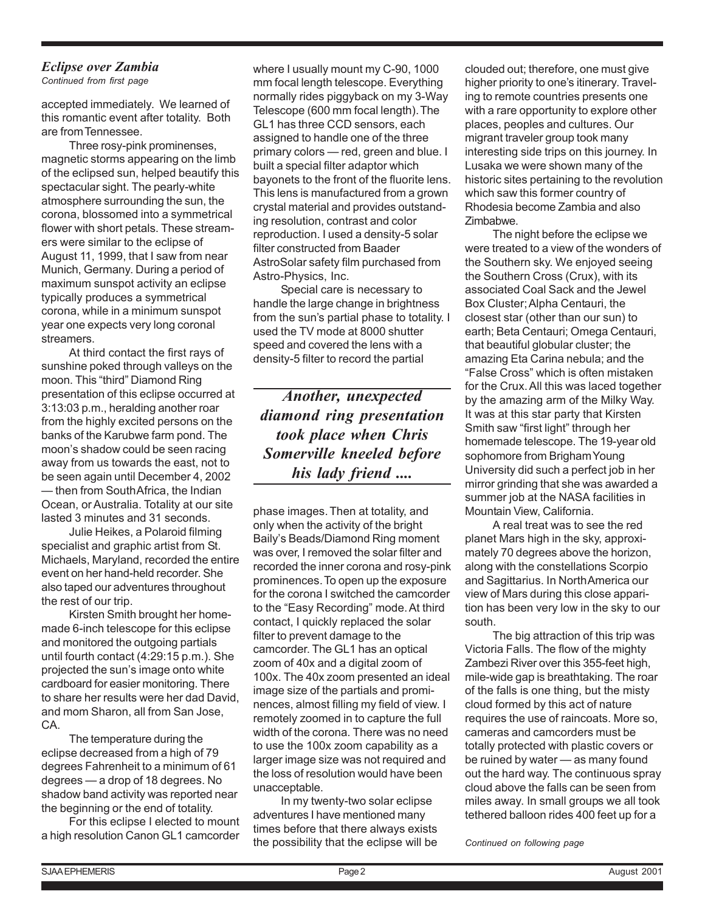## *Eclipse over Zambia*

*Continued from first page*

accepted immediately. We learned of this romantic event after totality. Both are from Tennessee.

Three rosy-pink prominenses, magnetic storms appearing on the limb of the eclipsed sun, helped beautify this spectacular sight. The pearly-white atmosphere surrounding the sun, the corona, blossomed into a symmetrical flower with short petals. These streamers were similar to the eclipse of August 11, 1999, that I saw from near Munich, Germany. During a period of maximum sunspot activity an eclipse typically produces a symmetrical corona, while in a minimum sunspot year one expects very long coronal streamers.

At third contact the first rays of sunshine poked through valleys on the moon. This "third" Diamond Ring presentation of this eclipse occurred at 3:13:03 p.m., heralding another roar from the highly excited persons on the banks of the Karubwe farm pond. The moon's shadow could be seen racing away from us towards the east, not to be seen again until December 4, 2002 — then from South Africa, the Indian Ocean, or Australia. Totality at our site lasted 3 minutes and 31 seconds.

Julie Heikes, a Polaroid filming specialist and graphic artist from St. Michaels, Maryland, recorded the entire event on her hand-held recorder. She also taped our adventures throughout the rest of our trip.

Kirsten Smith brought her homemade 6-inch telescope for this eclipse and monitored the outgoing partials until fourth contact (4:29:15 p.m.). She projected the sun's image onto white cardboard for easier monitoring. There to share her results were her dad David, and mom Sharon, all from San Jose, CA.

The temperature during the eclipse decreased from a high of 79 degrees Fahrenheit to a minimum of 61 degrees — a drop of 18 degrees. No shadow band activity was reported near the beginning or the end of totality.

For this eclipse I elected to mount a high resolution Canon GL1 camcorder where I usually mount my C-90, 1000 mm focal length telescope. Everything normally rides piggyback on my 3-Way Telescope (600 mm focal length). The GL1 has three CCD sensors, each assigned to handle one of the three primary colors — red, green and blue. I built a special filter adaptor which bayonets to the front of the fluorite lens. This lens is manufactured from a grown crystal material and provides outstanding resolution, contrast and color reproduction. I used a density-5 solar filter constructed from Baader AstroSolar safety film purchased from Astro-Physics, Inc.

Special care is necessary to handle the large change in brightness from the sun's partial phase to totality. I used the TV mode at 8000 shutter speed and covered the lens with a density-5 filter to record the partial phase images. Then at totality, and only when the activity of the bright Baily's Beads/Diamond Ring moment was over, I removed the solar filter and recorded the inner corona and rosy-pink prominences. To open up the exposure for the corona I switched the camcorder to the "Easy Recording" mode. At third contact, I quickly replaced the solar filter to prevent damage to the camcorder. The GL1 has an optical zoom of 40x and a digital zoom of 100x. The 40x zoom presented an ideal image size of the partials and prominences, almost filling my field of view. I remotely zoomed in to capture the full width of the corona. There was no need to use the 100x zoom capability as a larger image size was not required and the loss of resolution would have been unacceptable.

> *Another, unexpected diamond ring presentation took place when Chris Somerville kneeled before his lady friend ....*

In my twenty-two solar eclipse adventures I have mentioned many times before that there always exists the possibility that the eclipse will be clouded out; therefore, one must give higher priority to one's itinerary. Traveling to remote countries presents one with a rare opportunity to explore other places, peoples and cultures. Our migrant traveler group took many interesting side trips on this journey. In Lusaka we were shown many of the historic sites pertaining to the revolution which saw this former country of Rhodesia become Zambia and also Zimbabwe.

The night before the eclipse we were treated to a view of the wonders of the Southern sky. We enjoyed seeing the Southern Cross (Crux), with its associated Coal Sack and the Jewel Box Cluster; Alpha Centauri, the closest star (other than our sun) to earth; Beta Centauri; Omega Centauri, that beautiful globular cluster; the amazing Eta Carina nebula; and the "False Cross" which is often mistaken for the Crux. All this was laced together by the amazing arm of the Milky Way. It was at this star party that Kirsten Smith saw "first light" through her homemade telescope. The 19-year old sophomore from Brigham Young University did such a perfect job in her mirror grinding that she was awarded a summer job at the NASA facilities in Mountain View, California.

A real treat was to see the red planet Mars high in the sky, approximately 70 degrees above the horizon, along with the constellations Scorpio and Sagittarius. In North America our view of Mars during this close apparition has been very low in the sky to our south.

The big attraction of this trip was Victoria Falls. The flow of the mighty Zambezi River over this 355-feet high, mile-wide gap is breathtaking. The roar of the falls is one thing, but the misty cloud formed by this act of nature requires the use of raincoats. More so, cameras and camcorders must be totally protected with plastic covers or be ruined by water — as many found out the hard way. The continuous spray cloud above the falls can be seen from miles away. In small groups we all took tethered balloon rides 400 feet up for a

*Continued on following page*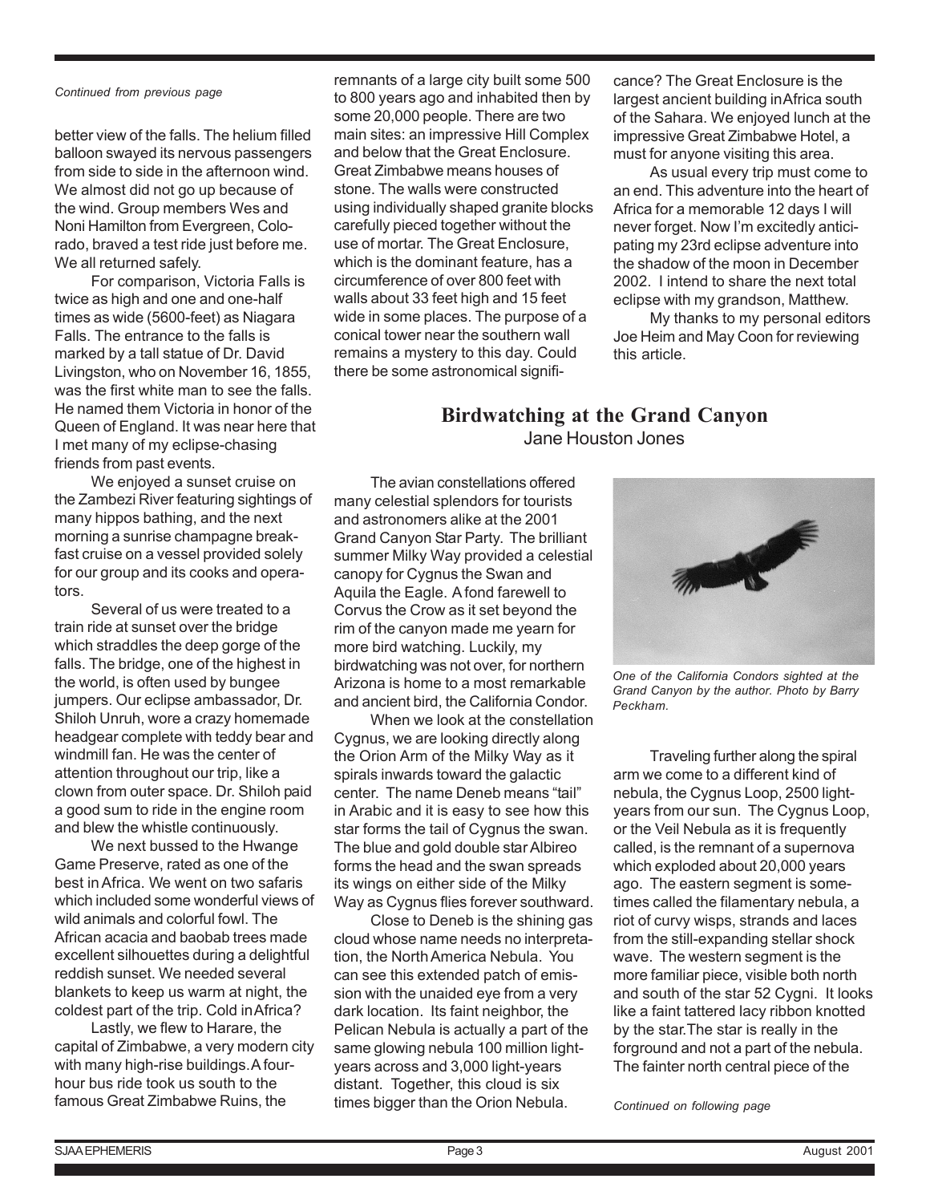*Continued from previous page*

better view of the falls. The helium filled balloon swayed its nervous passengers from side to side in the afternoon wind. We almost did not go up because of the wind. Group members Wes and Noni Hamilton from Evergreen, Colorado, braved a test ride just before me. We all returned safely.

For comparison, Victoria Falls is twice as high and one and one-half times as wide (5600-feet) as Niagara Falls. The entrance to the falls is marked by a tall statue of Dr. David Livingston, who on November 16, 1855, was the first white man to see the falls. He named them Victoria in honor of the Queen of England. It was near here that I met many of my eclipse-chasing friends from past events.

We enjoyed a sunset cruise on the Zambezi River featuring sightings of many hippos bathing, and the next morning a sunrise champagne breakfast cruise on a vessel provided solely for our group and its cooks and operators.

Several of us were treated to a train ride at sunset over the bridge which straddles the deep gorge of the falls. The bridge, one of the highest in the world, is often used by bungee jumpers. Our eclipse ambassador, Dr. Shiloh Unruh, wore a crazy homemade headgear complete with teddy bear and windmill fan. He was the center of attention throughout our trip, like a clown from outer space. Dr. Shiloh paid a good sum to ride in the engine room and blew the whistle continuously.

We next bussed to the Hwange Game Preserve, rated as one of the best in Africa. We went on two safaris which included some wonderful views of wild animals and colorful fowl. The African acacia and baobab trees made excellent silhouettes during a delightful reddish sunset. We needed several blankets to keep us warm at night, the coldest part of the trip. Cold in Africa?

Lastly, we flew to Harare, the capital of Zimbabwe, a very modern city with many high-rise buildings. A four-hour bus ride took us south to the famous Great Zimbabwe Ruins, the remnants of a large city built some 500 to 800 years ago and inhabited then by some 20,000 people. There are two main sites: an impressive Hill Complex and below that the Great Enclosure. Great Zimbabwe means houses of stone. The walls were constructed using individually shaped granite blocks carefully pieced together without the use of mortar. The Great Enclosure, which is the dominant feature, has a circumference of over 800 feet with walls about 33 feet high and 15 feet wide in some places. The purpose of a conical tower near the southern wall remains a mystery to this day. Could there be some astronomical significance? The Great Enclosure is the largest ancient building in Africa south of the Sahara. We enjoyed lunch at the impressive Great Zimbabwe Hotel, a must for anyone visiting this area.

As usual every trip must come to an end. This adventure into the heart of Africa for a memorable 12 days I will never forget. Now I'm excitedly anticipating my 23rd eclipse adventure into the shadow of the moon in December 2002. I intend to share the next total eclipse with my grandson, Matthew.

My thanks to my personal editors Joe Heim and May Coon for reviewing this article.

## Birdwatching at the Grand Canyon

Jane Houston Jones

The avian constellations offered many celestial splendors for tourists and astronomers alike at the 2001 Grand Canyon Star Party. The brilliant summer Milky Way provided a celestial canopy for Cygnus the Swan and Aquila the Eagle. A fond farewell to Corvus the Crow as it set beyond the rim of the canyon made me yearn for more bird watching. Luckily, my birdwatching was not over, for northern Arizona is home to a most remarkable and ancient bird, the California Condor.

When we look at the constellation Cygnus, we are looking directly along the Orion Arm of the Milky Way as it spirals inwards toward the galactic center. The name Deneb means "tail" in Arabic and it is easy to see how this star forms the tail of Cygnus the swan. The blue and gold double star Albireo forms the head and the swan spreads its wings on either side of the Milky Way as Cygnus flies forever southward.

Close to Deneb is the shining gas cloud whose name needs no interpretation, the North America Nebula. You can see this extended patch of emission with the unaided eye from a very dark location. Its faint neighbor, the Pelican Nebula is actually a part of the same glowing nebula 100 million light-years across and 3,000 light-years distant. Together, this cloud is six times bigger than the Orion Nebula.

*One of the California Condors sighted at the Grand Canyon by the author. Photo by Barry Peckham.*

Traveling further along the spiral arm we come to a different kind of nebula, the Cygnus Loop, 2500 light-years from our sun. The Cygnus Loop, or the Veil Nebula as it is frequently called, is the remnant of a supernova which exploded about 20,000 years ago. The eastern segment is sometimes called the filamentary nebula, a riot of curvy wisps, strands and laces from the still-expanding stellar shock wave. The western segment is the more familiar piece, visible both north and south of the star 52 Cygni. It looks like a faint tattered lacy ribbon knotted by the star.The star is really in the forground and not a part of the nebula. The fainter north central piece of the

*Continued on following page*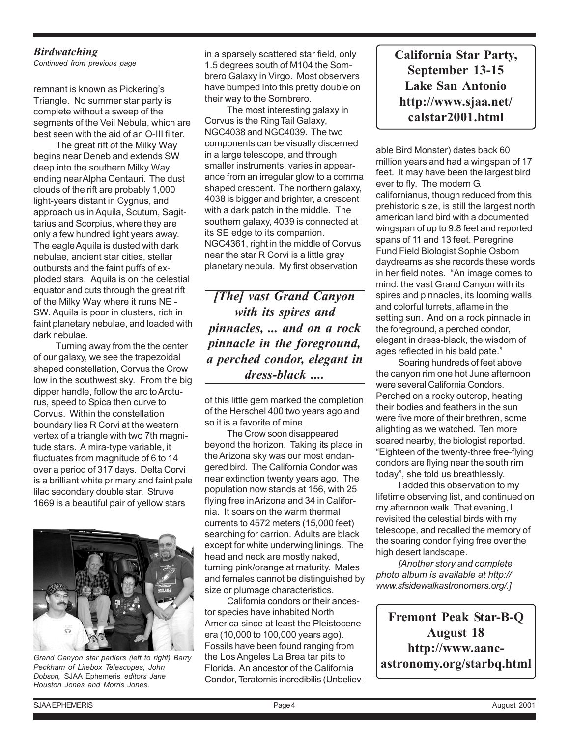### *Birdwatching*

*Continued from previous page*

remnant is known as Pickering's Triangle. No summer star party is complete without a sweep of the segments of the Veil Nebula, which are best seen with the aid of an O-III filter.

The great rift of the Milky Way begins near Deneb and extends SW deep into the southern Milky Way ending near Alpha Centauri. The dust clouds of the rift are probably 1,000 light-years distant in Cygnus, and approach us in Aquila, Scutum, Sagittarius and Scorpius, where they are only a few hundred light years away. The eagle Aquila is dusted with dark nebulae, ancient star cities, stellar outbursts and the faint puffs of exploded stars. Aquila is on the celestial equator and cuts through the great rift of the Milky Way where it runs NE - SW. Aquila is poor in clusters, rich in faint planetary nebulae, and loaded with dark nebulae.

Turning away from the the center of our galaxy, we see the trapezoidal shaped constellation, Corvus the Crow low in the southwest sky. From the big dipper handle, follow the arc to Arcturus, speed to Spica then curve to Corvus. Within the constellation boundary lies R Corvi at the western vertex of a triangle with two 7th magnitude stars. A mira-type variable, it fluctuates from magnitude of 6 to 14 over a period of 317 days. Delta Corvi is a brilliant white primary and faint pale lilac secondary double star. Struve 1669 is a beautiful pair of yellow stars in a sparsely scattered star field, only 1.5 degrees south of M104 the Sombrero Galaxy in Virgo. Most observers have bumped into this pretty double on their way to the Sombrero.

The most interesting galaxy in Corvus is the Ring Tail Galaxy, NGC4038 and NGC4039. The two components can be visually discerned in a large telescope, and through smaller instruments, varies in appearance from an irregular glow to a comma shaped crescent. The northern galaxy, 4038 is bigger and brighter, a crescent with a dark patch in the middle. The southern galaxy, 4039 is connected at its SE edge to its companion. NGC4361, right in the middle of Corvus near the star R Corvi is a little gray planetary nebula. My first observation of this little gem marked the completion of the Herschel 400 two years ago and so it is a favorite of mine.

> ***[The] vast Grand Canyon with its spires and pinnacles, ... and on a rock pinnacle in the foreground, a perched condor, elegant in dress-black ....***

The Crow soon disappeared beyond the horizon. Taking its place in the Arizona sky was our most endangered bird. The California Condor was near extinction twenty years ago. The population now stands at 156, with 25 flying free in Arizona and 34 in California. It soars on the warm thermal currents to 4572 meters (15,000 feet) searching for carrion. Adults are black except for white underwing linings. The head and neck are mostly naked, turning pink/orange at maturity. Males and females cannot be distinguished by size or plumage characteristics.

California condors or their ancestor species have inhabited North America since at least the Pleistocene era (10,000 to 100,000 years ago). Fossils have been found ranging from the Los Angeles La Brea tar pits to Florida. An ancestor of the California Condor, Teratornis incredibilis (Unbelievable Bird Monster) dates back 60 million years and had a wingspan of 17 feet. It may have been the largest bird ever to fly. The modern G. californianus, though reduced from this prehistoric size, is still the largest north american land bird with a documented wingspan of up to 9.8 feet and reported spans of 11 and 13 feet. Peregrine Fund Field Biologist Sophie Osborn daydreams as she records these words in her field notes. "An image comes to mind: the vast Grand Canyon with its spires and pinnacles, its looming walls and colorful turrets, aflame in the setting sun. And on a rock pinnacle in the foreground, a perched condor, elegant in dress-black, the wisdom of ages reflected in his bald pate."

Soaring hundreds of feet above the canyon rim one hot June afternoon were several California Condors. Perched on a rocky outcrop, heating their bodies and feathers in the sun were five more of their brethren, some alighting as we watched. Ten more soared nearby, the biologist reported. "Eighteen of the twenty-three free-flying condors are flying near the south rim today", she told us breathlessly.

I added this observation to my lifetime observing list, and continued on my afternoon walk. That evening, I revisited the celestial birds with my telescope, and recalled the memory of the soaring condor flying free over the high desert landscape.

*[Another story and complete photo album is available at http://www.sfsidewalkastronomers.org/.]*

*Grand Canyon star partiers (left to right) Barry Peckham of Litebox Telescopes, John Dobson,* SJAA Ephemeris *editors Jane Houston Jones and Morris Jones.*

---

**California Star Party, September 13-15**
**Lake San Antonio**
**http://www.sjaa.net/calstar2001.html**

---

**Fremont Peak Star-B-Q**
**August 18**
**http://www.aanc-astronomy.org/starbq.html**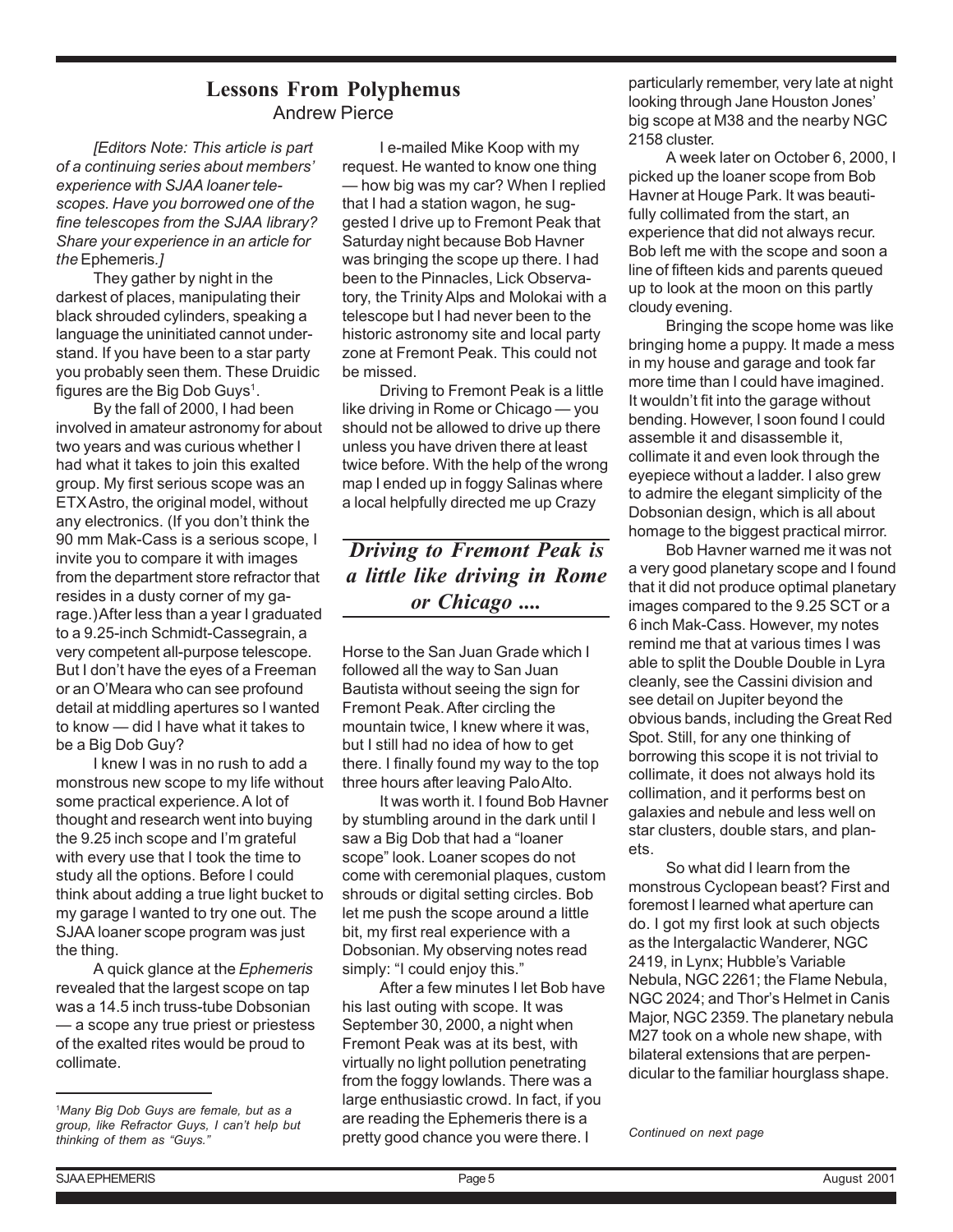## Lessons From Polyphemus

Andrew Pierce

*[Editors Note: This article is part of a continuing series about members' experience with SJAA loaner telescopes. Have you borrowed one of the fine telescopes from the SJAA library? Share your experience in an article for the* Ephemeris.*]*

They gather by night in the darkest of places, manipulating their black shrouded cylinders, speaking a language the uninitiated cannot understand. If you have been to a star party you probably seen them. These Druidic figures are the Big Dob Guys[1].

By the fall of 2000, I had been involved in amateur astronomy for about two years and was curious whether I had what it takes to join this exalted group. My first serious scope was an ETX Astro, the original model, without any electronics. (If you don't think the 90 mm Mak-Cass is a serious scope, I invite you to compare it with images from the department store refractor that resides in a dusty corner of my garage.) After less than a year I graduated to a 9.25-inch Schmidt-Cassegrain, a very competent all-purpose telescope. But I don't have the eyes of a Freeman or an O'Meara who can see profound detail at middling apertures so I wanted to know — did I have what it takes to be a Big Dob Guy?

I knew I was in no rush to add a monstrous new scope to my life without some practical experience. A lot of thought and research went into buying the 9.25 inch scope and I'm grateful with every use that I took the time to study all the options. Before I could think about adding a true light bucket to my garage I wanted to try one out. The SJAA loaner scope program was just the thing.

A quick glance at the *Ephemeris* revealed that the largest scope on tap was a 14.5 inch truss-tube Dobsonian — a scope any true priest or priestess of the exalted rites would be proud to collimate.

I e-mailed Mike Koop with my request. He wanted to know one thing — how big was my car? When I replied that I had a station wagon, he suggested I drive up to Fremont Peak that Saturday night because Bob Havner was bringing the scope up there. I had been to the Pinnacles, Lick Observatory, the Trinity Alps and Molokai with a telescope but I had never been to the historic astronomy site and local party zone at Fremont Peak. This could not be missed.

Driving to Fremont Peak is a little like driving in Rome or Chicago — you should not be allowed to drive up there unless you have driven there at least twice before. With the help of the wrong map I ended up in foggy Salinas where a local helpfully directed me up Crazy Horse to the San Juan Grade which I followed all the way to San Juan Bautista without seeing the sign for Fremont Peak. After circling the mountain twice, I knew where it was, but I still had no idea of how to get there. I finally found my way to the top three hours after leaving Palo Alto.

> ***Driving to Fremont Peak is a little like driving in Rome or Chicago ....***

It was worth it. I found Bob Havner by stumbling around in the dark until I saw a Big Dob that had a "loaner scope" look. Loaner scopes do not come with ceremonial plaques, custom shrouds or digital setting circles. Bob let me push the scope around a little bit, my first real experience with a Dobsonian. My observing notes read simply: "I could enjoy this."

After a few minutes I let Bob have his last outing with scope. It was September 30, 2000, a night when Fremont Peak was at its best, with virtually no light pollution penetrating from the foggy lowlands. There was a large enthusiastic crowd. In fact, if you are reading the Ephemeris there is a pretty good chance you were there. I particularly remember, very late at night looking through Jane Houston Jones' big scope at M38 and the nearby NGC 2158 cluster.

A week later on October 6, 2000, I picked up the loaner scope from Bob Havner at Houge Park. It was beautifully collimated from the start, an experience that did not always recur. Bob left me with the scope and soon a line of fifteen kids and parents queued up to look at the moon on this partly cloudy evening.

Bringing the scope home was like bringing home a puppy. It made a mess in my house and garage and took far more time than I could have imagined. It wouldn't fit into the garage without bending. However, I soon found I could assemble it and disassemble it, collimate it and even look through the eyepiece without a ladder. I also grew to admire the elegant simplicity of the Dobsonian design, which is all about homage to the biggest practical mirror.

Bob Havner warned me it was not a very good planetary scope and I found that it did not produce optimal planetary images compared to the 9.25 SCT or a 6 inch Mak-Cass. However, my notes remind me that at various times I was able to split the Double Double in Lyra cleanly, see the Cassini division and see detail on Jupiter beyond the obvious bands, including the Great Red Spot. Still, for any one thinking of borrowing this scope it is not trivial to collimate, it does not always hold its collimation, and it performs best on galaxies and nebule and less well on star clusters, double stars, and planets.

So what did I learn from the monstrous Cyclopean beast? First and foremost I learned what aperture can do. I got my first look at such objects as the Intergalactic Wanderer, NGC 2419, in Lynx; Hubble's Variable Nebula, NGC 2261; the Flame Nebula, NGC 2024; and Thor's Helmet in Canis Major, NGC 2359. The planetary nebula M27 took on a whole new shape, with bilateral extensions that are perpendicular to the familiar hourglass shape.

*Continued on next page*

---

[1] *Many Big Dob Guys are female, but as a group, like Refractor Guys, I can't help but thinking of them as "Guys."*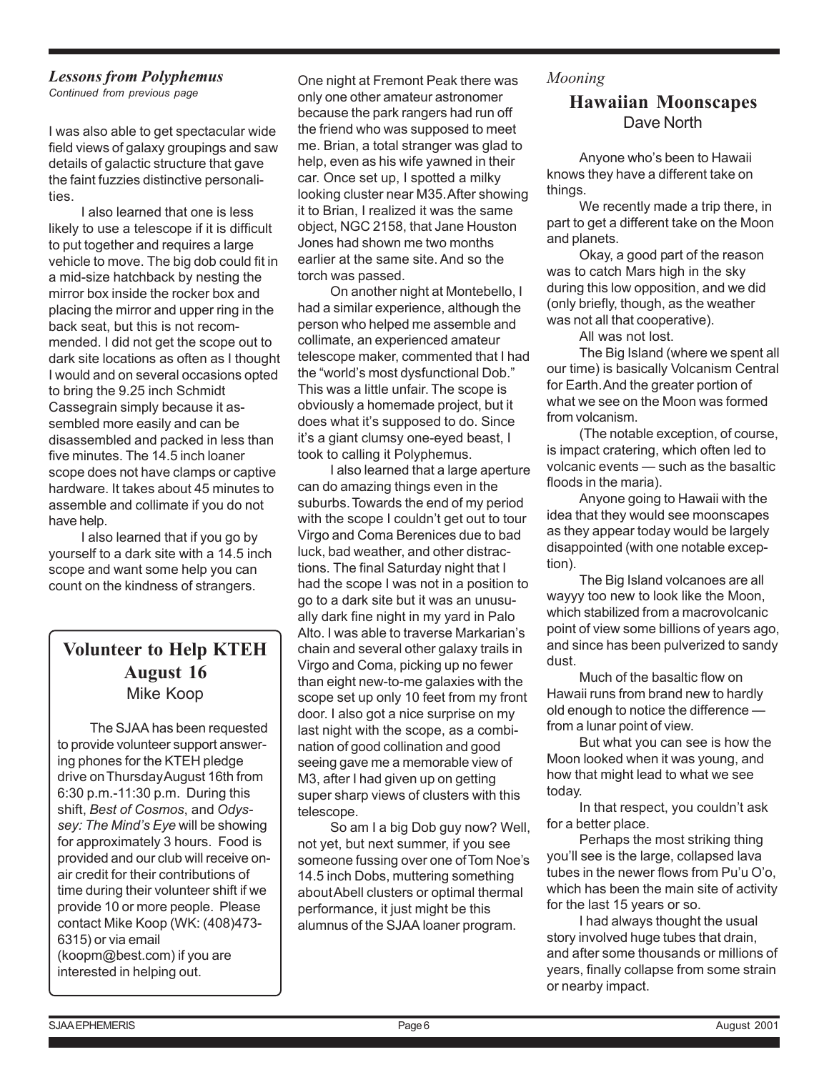### *Lessons from Polyphemus*

*Continued from previous page*

I was also able to get spectacular wide field views of galaxy groupings and saw details of galactic structure that gave the faint fuzzies distinctive personalities.

I also learned that one is less likely to use a telescope if it is difficult to put together and requires a large vehicle to move. The big dob could fit in a mid-size hatchback by nesting the mirror box inside the rocker box and placing the mirror and upper ring in the back seat, but this is not recommended. I did not get the scope out to dark site locations as often as I thought I would and on several occasions opted to bring the 9.25 inch Schmidt Cassegrain simply because it assembled more easily and can be disassembled and packed in less than five minutes. The 14.5 inch loaner scope does not have clamps or captive hardware. It takes about 45 minutes to assemble and collimate if you do not have help.

I also learned that if you go by yourself to a dark site with a 14.5 inch scope and want some help you can count on the kindness of strangers.

One night at Fremont Peak there was only one other amateur astronomer because the park rangers had run off the friend who was supposed to meet me. Brian, a total stranger was glad to help, even as his wife yawned in their car. Once set up, I spotted a milky looking cluster near M35. After showing it to Brian, I realized it was the same object, NGC 2158, that Jane Houston Jones had shown me two months earlier at the same site. And so the torch was passed.

On another night at Montebello, I had a similar experience, although the person who helped me assemble and collimate, an experienced amateur telescope maker, commented that I had the "world's most dysfunctional Dob." This was a little unfair. The scope is obviously a homemade project, but it does what it's supposed to do. Since it's a giant clumsy one-eyed beast, I took to calling it Polyphemus.

I also learned that a large aperture can do amazing things even in the suburbs. Towards the end of my period with the scope I couldn't get out to tour Virgo and Coma Berenices due to bad luck, bad weather, and other distractions. The final Saturday night that I had the scope I was not in a position to go to a dark site but it was an unusually dark fine night in my yard in Palo Alto. I was able to traverse Markarian's chain and several other galaxy trails in Virgo and Coma, picking up no fewer than eight new-to-me galaxies with the scope set up only 10 feet from my front door. I also got a nice surprise on my last night with the scope, as a combination of good collination and good seeing gave me a memorable view of M3, after I had given up on getting super sharp views of clusters with this telescope.

So am I a big Dob guy now? Well, not yet, but next summer, if you see someone fussing over one of Tom Noe's 14.5 inch Dobs, muttering something about Abell clusters or optimal thermal performance, it just might be this alumnus of the SJAA loaner program.

## Volunteer to Help KTEH August 16

Mike Koop

The SJAA has been requested to provide volunteer support answering phones for the KTEH pledge drive on Thursday August 16th from 6:30 p.m.-11:30 p.m. During this shift, *Best of Cosmos*, and *Odyssey: The Mind's Eye* will be showing for approximately 3 hours. Food is provided and our club will receive on-air credit for their contributions of time during their volunteer shift if we provide 10 or more people. Please contact Mike Koop (WK: (408)473-6315) or via email (koopm@best.com) if you are interested in helping out.

*Mooning*

## Hawaiian Moonscapes

Dave North

Anyone who's been to Hawaii knows they have a different take on things.

We recently made a trip there, in part to get a different take on the Moon and planets.

Okay, a good part of the reason was to catch Mars high in the sky during this low opposition, and we did (only briefly, though, as the weather was not all that cooperative).

All was not lost.

The Big Island (where we spent all our time) is basically Volcanism Central for Earth. And the greater portion of what we see on the Moon was formed from volcanism.

(The notable exception, of course, is impact cratering, which often led to volcanic events — such as the basaltic floods in the maria).

Anyone going to Hawaii with the idea that they would see moonscapes as they appear today would be largely disappointed (with one notable exception).

The Big Island volcanoes are all wayyy too new to look like the Moon, which stabilized from a macrovolcanic point of view some billions of years ago, and since has been pulverized to sandy dust.

Much of the basaltic flow on Hawaii runs from brand new to hardly old enough to notice the difference — from a lunar point of view.

But what you can see is how the Moon looked when it was young, and how that might lead to what we see today.

In that respect, you couldn't ask for a better place.

Perhaps the most striking thing you'll see is the large, collapsed lava tubes in the newer flows from Pu'u O'o, which has been the main site of activity for the last 15 years or so.

I had always thought the usual story involved huge tubes that drain, and after some thousands or millions of years, finally collapse from some strain or nearby impact.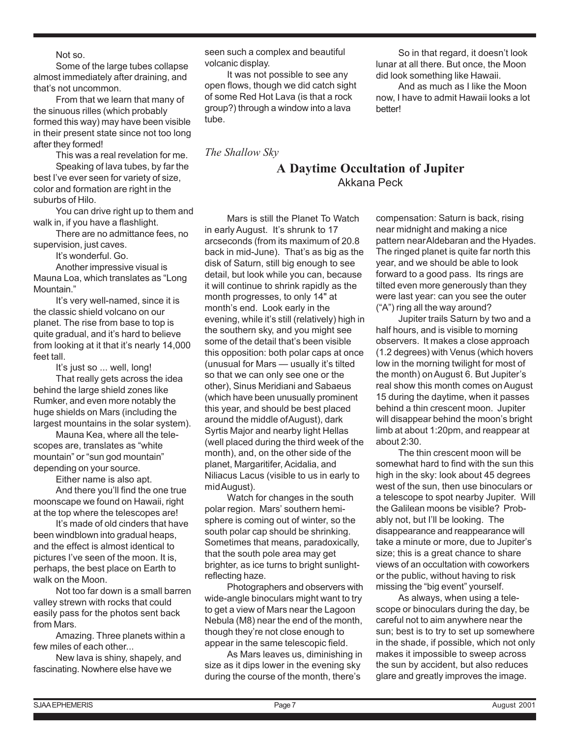Not so.

Some of the large tubes collapse almost immediately after draining, and that's not uncommon.

From that we learn that many of the sinuous rilles (which probably formed this way) may have been visible in their present state since not too long after they formed!

This was a real revelation for me.

Speaking of lava tubes, by far the best I've ever seen for variety of size, color and formation are right in the suburbs of Hilo.

You can drive right up to them and walk in, if you have a flashlight.

There are no admittance fees, no supervision, just caves.

It's wonderful. Go.

Another impressive visual is Mauna Loa, which translates as "Long Mountain."

It's very well-named, since it is the classic shield volcano on our planet. The rise from base to top is quite gradual, and it's hard to believe from looking at it that it's nearly 14,000 feet tall.

It's just so ... well, long!

That really gets across the idea behind the large shield zones like Rumker, and even more notably the huge shields on Mars (including the largest mountains in the solar system).

Mauna Kea, where all the telescopes are, translates as "white mountain" or "sun god mountain" depending on your source.

Either name is also apt.

And there you'll find the one true moonscape we found on Hawaii, right at the top where the telescopes are!

It's made of old cinders that have been windblown into gradual heaps, and the effect is almost identical to pictures I've seen of the moon. It is, perhaps, the best place on Earth to walk on the Moon.

Not too far down is a small barren valley strewn with rocks that could easily pass for the photos sent back from Mars.

Amazing. Three planets within a few miles of each other...

New lava is shiny, shapely, and fascinating. Nowhere else have we seen such a complex and beautiful volcanic display.

It was not possible to see any open flows, though we did catch sight of some Red Hot Lava (is that a rock group?) through a window into a lava tube.

So in that regard, it doesn't look lunar at all there. But once, the Moon did look something like Hawaii.

And as much as I like the Moon now, I have to admit Hawaii looks a lot better!

*The Shallow Sky*

## A Daytime Occultation of Jupiter

Akkana Peck

Mars is still the Planet To Watch in early August. It's shrunk to 17 arcseconds (from its maximum of 20.8 back in mid-June). That's as big as the disk of Saturn, still big enough to see detail, but look while you can, because it will continue to shrink rapidly as the month progresses, to only 14" at month's end. Look early in the evening, while it's still (relatively) high in the southern sky, and you might see some of the detail that's been visible this opposition: both polar caps at once (unusual for Mars — usually it's tilted so that we can only see one or the other), Sinus Meridiani and Sabaeus (which have been unusually prominent this year, and should be best placed around the middle of August), dark Syrtis Major and nearby light Hellas (well placed during the third week of the month), and, on the other side of the planet, Margaritifer, Acidalia, and Niliacus Lacus (visible to us in early to mid August).

Watch for changes in the south polar region. Mars' southern hemisphere is coming out of winter, so the south polar cap should be shrinking. Sometimes that means, paradoxically, that the south pole area may get brighter, as ice turns to bright sunlight-reflecting haze.

Photographers and observers with wide-angle binoculars might want to try to get a view of Mars near the Lagoon Nebula (M8) near the end of the month, though they're not close enough to appear in the same telescopic field.

As Mars leaves us, diminishing in size as it dips lower in the evening sky during the course of the month, there's compensation: Saturn is back, rising near midnight and making a nice pattern near Aldebaran and the Hyades. The ringed planet is quite far north this year, and we should be able to look forward to a good pass. Its rings are tilted even more generously than they were last year: can you see the outer ("A") ring all the way around?

Jupiter trails Saturn by two and a half hours, and is visible to morning observers. It makes a close approach (1.2 degrees) with Venus (which hovers low in the morning twilight for most of the month) on August 6. But Jupiter's real show this month comes on August 15 during the daytime, when it passes behind a thin crescent moon. Jupiter will disappear behind the moon's bright limb at about 1:20pm, and reappear at about 2:30.

The thin crescent moon will be somewhat hard to find with the sun this high in the sky: look about 45 degrees west of the sun, then use binoculars or a telescope to spot nearby Jupiter. Will the Galilean moons be visible? Probably not, but I'll be looking. The disappearance and reappearance will take a minute or more, due to Jupiter's size; this is a great chance to share views of an occultation with coworkers or the public, without having to risk missing the "big event" yourself.

As always, when using a telescope or binoculars during the day, be careful not to aim anywhere near the sun; best is to try to set up somewhere in the shade, if possible, which not only makes it impossible to sweep across the sun by accident, but also reduces glare and greatly improves the image.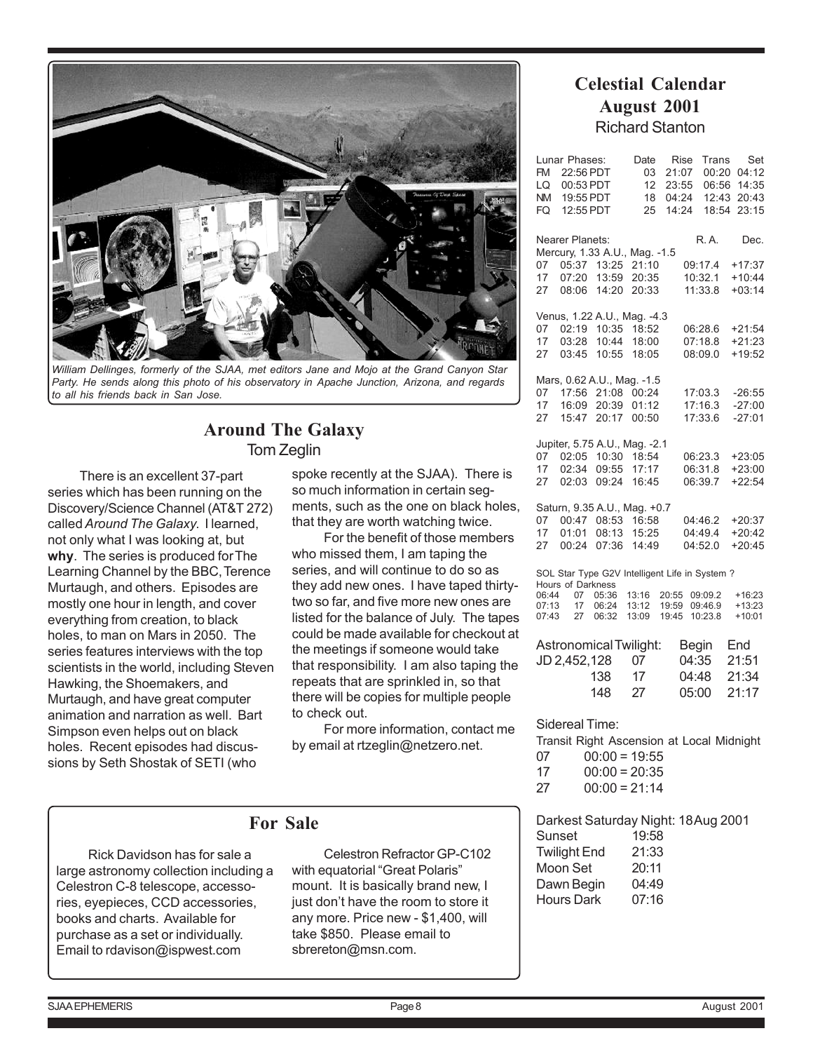*William Dellinges, formerly of the SJAA, met editors Jane and Mojo at the Grand Canyon Star Party. He sends along this photo of his observatory in Apache Junction, Arizona, and regards to all his friends back in San Jose.*

## Around The Galaxy

Tom Zeglin

There is an excellent 37-part series which has been running on the Discovery/Science Channel (AT&T 272) called *Around The Galaxy*. I learned, not only what I was looking at, but **why**. The series is produced for The Learning Channel by the BBC, Terence Murtaugh, and others. Episodes are mostly one hour in length, and cover everything from creation, to black holes, to man on Mars in 2050. The series features interviews with the top scientists in the world, including Steven Hawking, the Shoemakers, and Murtaugh, and have great computer animation and narration as well. Bart Simpson even helps out on black holes. Recent episodes had discussions by Seth Shostak of SETI (who spoke recently at the SJAA). There is so much information in certain segments, such as the one on black holes, that they are worth watching twice.

For the benefit of those members who missed them, I am taping the series, and will continue to do so as they add new ones. I have taped thirty-two so far, and five more new ones are listed for the balance of July. The tapes could be made available for checkout at the meetings if someone would take that responsibility. I am also taping the repeats that are sprinkled in, so that there will be copies for multiple people to check out.

For more information, contact me by email at rtzeglin@netzero.net.

## For Sale

Rick Davidson has for sale a large astronomy collection including a Celestron C-8 telescope, accessories, eyepieces, CCD accessories, books and charts. Available for purchase as a set or individually. Email to rdavison@ispwest.com

Celestron Refractor GP-C102 with equatorial "Great Polaris" mount. It is basically brand new, I just don't have the room to store it any more. Price new - $1,400, will take $850. Please email to sbrereton@msn.com.

## Celestial Calendar August 2001

Richard Stanton

| Lunar Phases: | | Date | Rise | Trans | Set |
|---|---|---|---|---|---|
| FM | 22:56 PDT | 03 | 21:07 | 00:20 | 04:12 |
| LQ | 00:53 PDT | 12 | 23:55 | 06:56 | 14:35 |
| NM | 19:55 PDT | 18 | 04:24 | 12:43 | 20:43 |
| FQ | 12:55 PDT | 25 | 14:24 | 18:54 | 23:15 |

| Nearer Planets: | | | | R. A. | Dec. |
|---|---|---|---|---|---|
| **Mercury, 1.33 A.U., Mag. -1.5** | | | | | |
| 07 | 05:37 | 13:25 | 21:10 | 09:17.4 | +17:37 |
| 17 | 07:20 | 13:59 | 20:35 | 10:32.1 | +10:44 |
| 27 | 08:06 | 14:20 | 20:33 | 11:33.8 | +03:14 |
| **Venus, 1.22 A.U., Mag. -4.3** | | | | | |
| 07 | 02:19 | 10:35 | 18:52 | 06:28.6 | +21:54 |
| 17 | 03:28 | 10:44 | 18:00 | 07:18.8 | +21:23 |
| 27 | 03:45 | 10:55 | 18:05 | 08:09.0 | +19:52 |
| **Mars, 0.62 A.U., Mag. -1.5** | | | | | |
| 07 | 17:56 | 21:08 | 00:24 | 17:03.3 | -26:55 |
| 17 | 16:09 | 20:39 | 01:12 | 17:16.3 | -27:00 |
| 27 | 15:47 | 20:17 | 00:50 | 17:33.6 | -27:01 |
| **Jupiter, 5.75 A.U., Mag. -2.1** | | | | | |
| 07 | 02:05 | 10:30 | 18:54 | 06:23.3 | +23:05 |
| 17 | 02:34 | 09:55 | 17:17 | 06:31.8 | +23:00 |
| 27 | 02:03 | 09:24 | 16:45 | 06:39.7 | +22:54 |
| **Saturn, 9.35 A.U., Mag. +0.7** | | | | | |
| 07 | 00:47 | 08:53 | 16:58 | 04:46.2 | +20:37 |
| 17 | 01:01 | 08:13 | 15:25 | 04:49.4 | +20:42 |
| 27 | 00:24 | 07:36 | 14:49 | 04:52.0 | +20:45 |

SOL Star Type G2V Intelligent Life in System ?

| Hours of Darkness | | | | | | |
|---|---|---|---|---|---|---|
| 06:44 | 07 | 05:36 | 13:16 | 20:55 | 09:09.2 | +16:23 |
| 07:13 | 17 | 06:24 | 13:12 | 19:59 | 09:46.9 | +13:23 |
| 07:43 | 27 | 06:32 | 13:09 | 19:45 | 10:23.8 | +10:01 |

| Astronomical Twilight: | | Begin | End |
|---|---|---|---|
| JD 2,452,128 | 07 | 04:35 | 21:51 |
| 138 | 17 | 04:48 | 21:34 |
| 148 | 27 | 05:00 | 21:17 |

Sidereal Time:

Transit Right Ascension at Local Midnight

| | |
|---|---|
| 07 | 00:00 = 19:55 |
| 17 | 00:00 = 20:35 |
| 27 | 00:00 = 21:14 |

Darkest Saturday Night: 18 Aug 2001

| | |
|---|---|
| Sunset | 19:58 |
| Twilight End | 21:33 |
| Moon Set | 20:11 |
| Dawn Begin | 04:49 |
| Hours Dark | 07:16 |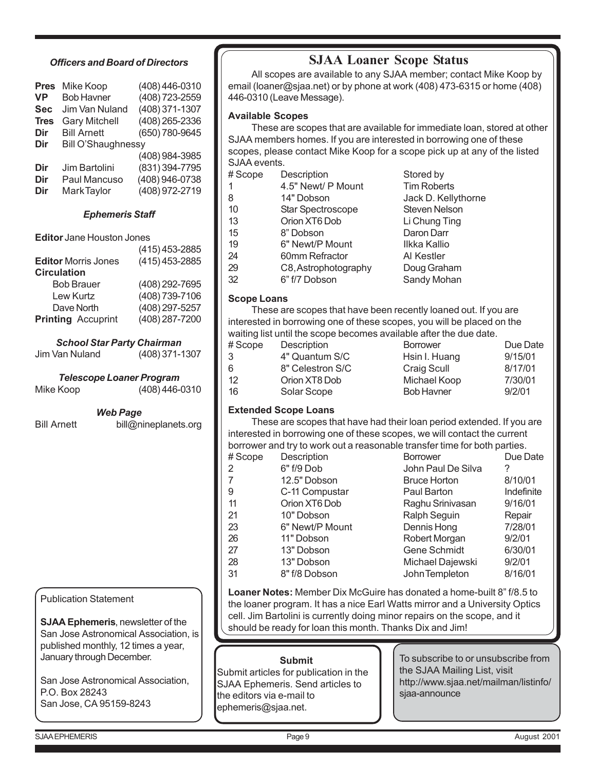### *Officers and Board of Directors*

| | | |
|---|---|---|
| **Pres** | Mike Koop | (408) 446-0310 |
| **VP** | Bob Havner | (408) 723-2559 |
| **Sec** | Jim Van Nuland | (408) 371-1307 |
| **Tres** | Gary Mitchell | (408) 265-2336 |
| **Dir** | Bill Arnett | (650) 780-9645 |
| **Dir** | Bill O'Shaughnessy | (408) 984-3985 |
| **Dir** | Jim Bartolini | (831) 394-7795 |
| **Dir** | Paul Mancuso | (408) 946-0738 |
| **Dir** | Mark Taylor | (408) 972-2719 |

### *Ephemeris Staff*

**Editor** Jane Houston Jones (415) 453-2885
**Editor** Morris Jones (415) 453-2885
**Circulation**
Bob Brauer (408) 292-7695
Lew Kurtz (408) 739-7106
Dave North (408) 297-5257
**Printing** Accuprint (408) 287-7200

### *School Star Party Chairman*

Jim Van Nuland (408) 371-1307

### *Telescope Loaner Program*

Mike Koop (408) 446-0310

### *Web Page*

Bill Arnett bill@nineplanets.org

Publication Statement

**SJAA Ephemeris**, newsletter of the San Jose Astronomical Association, is published monthly, 12 times a year, January through December.

San Jose Astronomical Association,
P.O. Box 28243
San Jose, CA 95159-8243

## SJAA Loaner Scope Status

All scopes are available to any SJAA member; contact Mike Koop by email (loaner@sjaa.net) or by phone at work (408) 473-6315 or home (408) 446-0310 (Leave Message).

**Available Scopes**

These are scopes that are available for immediate loan, stored at other SJAA members homes. If you are interested in borrowing one of these scopes, please contact Mike Koop for a scope pick up at any of the listed SJAA events.

| # Scope | Description | Stored by |
|---|---|---|
| 1 | 4.5" Newt/ P Mount | Tim Roberts |
| 8 | 14" Dobson | Jack D. Kellythorne |
| 10 | Star Spectroscope | Steven Nelson |
| 13 | Orion XT6 Dob | Li Chung Ting |
| 15 | 8" Dobson | Daron Darr |
| 19 | 6" Newt/P Mount | Ilkka Kallio |
| 24 | 60mm Refractor | Al Kestler |
| 29 | C8, Astrophotography | Doug Graham |
| 32 | 6" f/7 Dobson | Sandy Mohan |

**Scope Loans**

These are scopes that have been recently loaned out. If you are interested in borrowing one of these scopes, you will be placed on the waiting list until the scope becomes available after the due date.

| # Scope | Description | Borrower | Due Date |
|---|---|---|---|
| 3 | 4" Quantum S/C | Hsin I. Huang | 9/15/01 |
| 6 | 8" Celestron S/C | Craig Scull | 8/17/01 |
| 12 | Orion XT8 Dob | Michael Koop | 7/30/01 |
| 16 | Solar Scope | Bob Havner | 9/2/01 |

**Extended Scope Loans**

These are scopes that have had their loan period extended. If you are interested in borrowing one of these scopes, we will contact the current borrower and try to work out a reasonable transfer time for both parties.

| # Scope | Description | Borrower | Due Date |
|---|---|---|---|
| 2 | 6" f/9 Dob | John Paul De Silva | ? |
| 7 | 12.5" Dobson | Bruce Horton | 8/10/01 |
| 9 | C-11 Compustar | Paul Barton | Indefinite |
| 11 | Orion XT6 Dob | Raghu Srinivasan | 9/16/01 |
| 21 | 10" Dobson | Ralph Seguin | Repair |
| 23 | 6" Newt/P Mount | Dennis Hong | 7/28/01 |
| 26 | 11" Dobson | Robert Morgan | 9/2/01 |
| 27 | 13" Dobson | Gene Schmidt | 6/30/01 |
| 28 | 13" Dobson | Michael Dajewski | 9/2/01 |
| 31 | 8" f/8 Dobson | John Templeton | 8/16/01 |

**Loaner Notes:** Member Dix McGuire has donated a home-built 8" f/8.5 to the loaner program. It has a nice Earl Watts mirror and a University Optics cell. Jim Bartolini is currently doing minor repairs on the scope, and it should be ready for loan this month. Thanks Dix and Jim!

**Submit**

Submit articles for publication in the SJAA Ephemeris. Send articles to the editors via e-mail to ephemeris@sjaa.net.

To subscribe to or unsubscribe from the SJAA Mailing List, visit http://www.sjaa.net/mailman/listinfo/sjaa-announce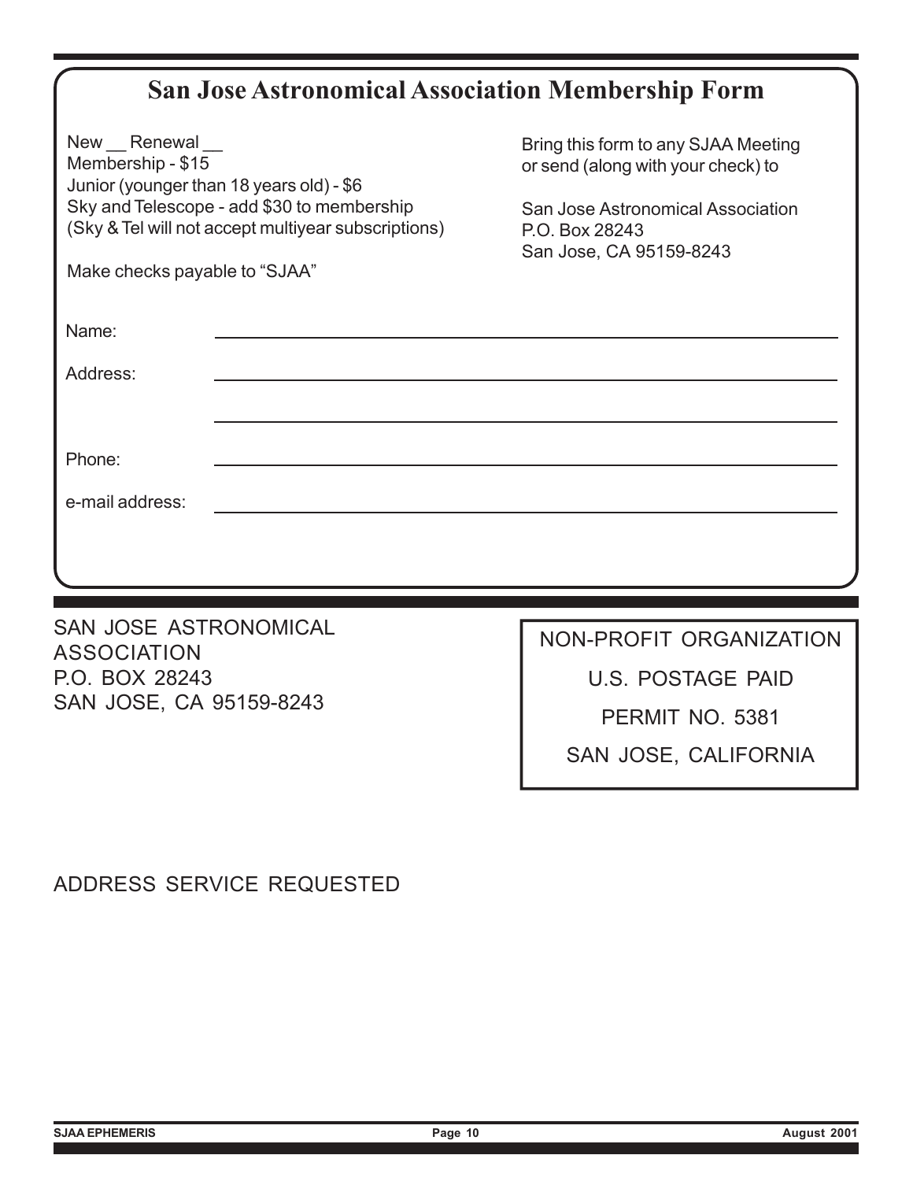# San Jose Astronomical Association Membership Form

New __ Renewal __
Membership - $15
Junior (younger than 18 years old) - $6
Sky and Telescope - add $30 to membership
(Sky & Tel will not accept multiyear subscriptions)

Make checks payable to "SJAA"

Bring this form to any SJAA Meeting or send (along with your check) to

San Jose Astronomical Association
P.O. Box 28243
San Jose, CA 95159-8243

Name: ______________________________

Address: ______________________________

______________________________

Phone: ______________________________

e-mail address: ______________________________

SAN JOSE ASTRONOMICAL ASSOCIATION
P.O. BOX 28243
SAN JOSE, CA 95159-8243

NON-PROFIT ORGANIZATION
U.S. POSTAGE PAID
PERMIT NO. 5381
SAN JOSE, CALIFORNIA

ADDRESS SERVICE REQUESTED